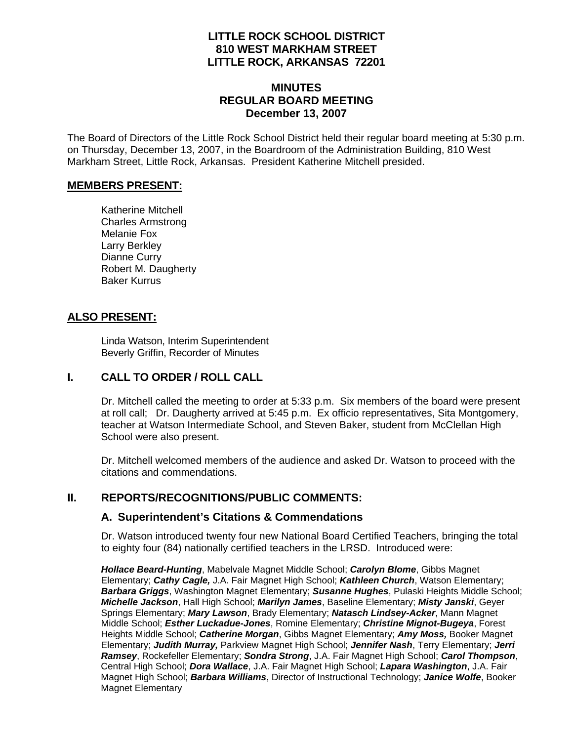# LITTLE ROCK SCHOOL DISTRICT
## 810 WEST MARKHAM STREET
## LITTLE ROCK, ARKANSAS 72201

## MINUTES
## REGULAR BOARD MEETING
## December 13, 2007

The Board of Directors of the Little Rock School District held their regular board meeting at 5:30 p.m. on Thursday, December 13, 2007, in the Boardroom of the Administration Building, 810 West Markham Street, Little Rock, Arkansas. President Katherine Mitchell presided.

### MEMBERS PRESENT:

Katherine Mitchell
Charles Armstrong
Melanie Fox
Larry Berkley
Dianne Curry
Robert M. Daugherty
Baker Kurrus

### ALSO PRESENT:

Linda Watson, Interim Superintendent
Beverly Griffin, Recorder of Minutes

## I. CALL TO ORDER / ROLL CALL

Dr. Mitchell called the meeting to order at 5:33 p.m. Six members of the board were present at roll call; Dr. Daugherty arrived at 5:45 p.m. Ex officio representatives, Sita Montgomery, teacher at Watson Intermediate School, and Steven Baker, student from McClellan High School were also present.

Dr. Mitchell welcomed members of the audience and asked Dr. Watson to proceed with the citations and commendations.

## II. REPORTS/RECOGNITIONS/PUBLIC COMMENTS:

### A. Superintendent's Citations & Commendations

Dr. Watson introduced twenty four new National Board Certified Teachers, bringing the total to eighty four (84) nationally certified teachers in the LRSD. Introduced were:

***Hollace Beard-Hunting***, Mabelvale Magnet Middle School; ***Carolyn Blome***, Gibbs Magnet Elementary; ***Cathy Cagle,*** J.A. Fair Magnet High School; ***Kathleen Church***, Watson Elementary; ***Barbara Griggs***, Washington Magnet Elementary; ***Susanne Hughes***, Pulaski Heights Middle School; ***Michelle Jackson***, Hall High School; ***Marilyn James***, Baseline Elementary; ***Misty Janski***, Geyer Springs Elementary; ***Mary Lawson***, Brady Elementary; ***Natasch Lindsey-Acker***, Mann Magnet Middle School; ***Esther Luckadue-Jones***, Romine Elementary; ***Christine Mignot-Bugeya***, Forest Heights Middle School; ***Catherine Morgan***, Gibbs Magnet Elementary; ***Amy Moss,*** Booker Magnet Elementary; ***Judith Murray,*** Parkview Magnet High School; ***Jennifer Nash***, Terry Elementary; ***Jerri Ramsey***, Rockefeller Elementary; ***Sondra Strong***, J.A. Fair Magnet High School; ***Carol Thompson***, Central High School; ***Dora Wallace***, J.A. Fair Magnet High School; ***Lapara Washington***, J.A. Fair Magnet High School; ***Barbara Williams***, Director of Instructional Technology; ***Janice Wolfe***, Booker Magnet Elementary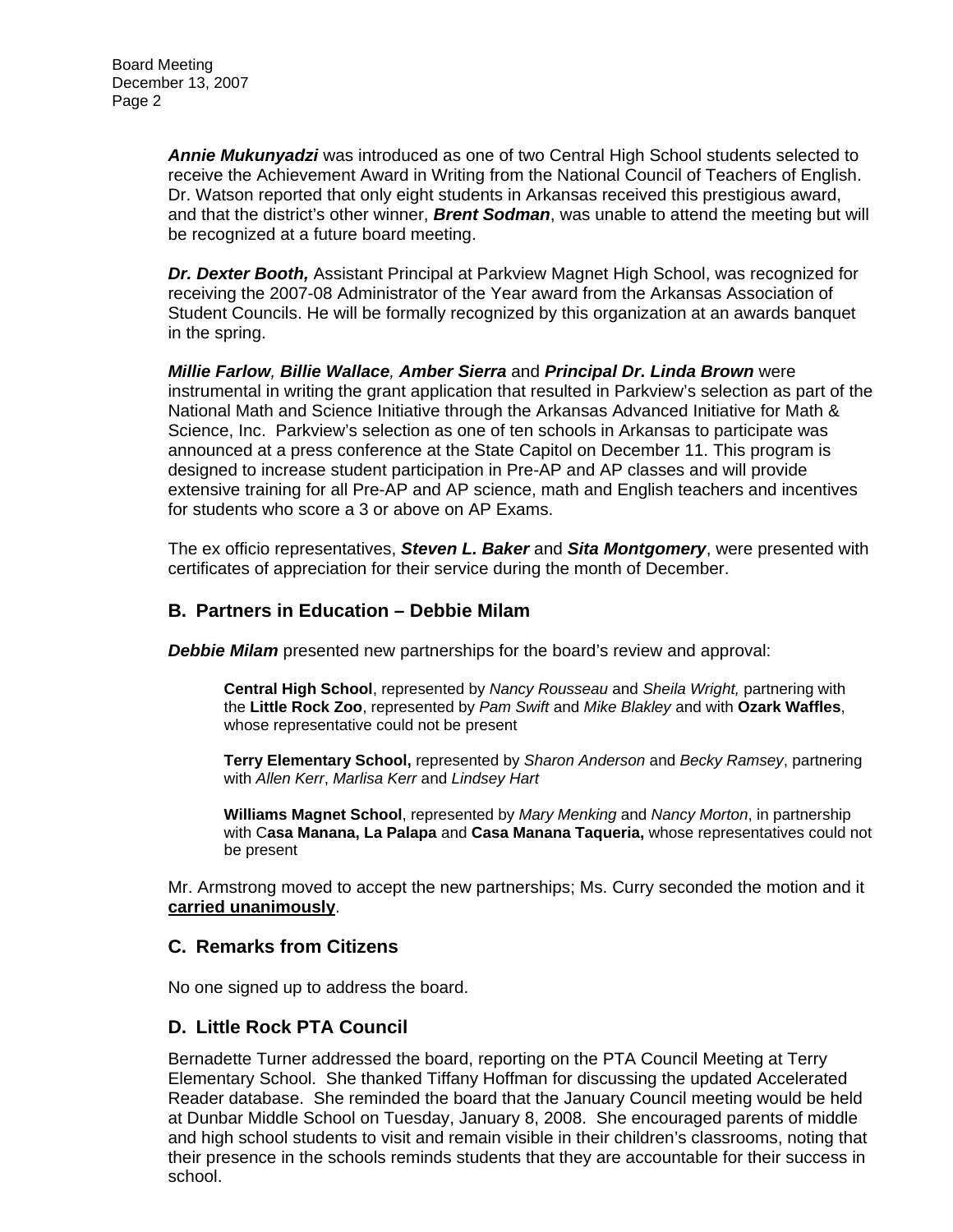***Annie Mukunyadzi*** was introduced as one of two Central High School students selected to receive the Achievement Award in Writing from the National Council of Teachers of English. Dr. Watson reported that only eight students in Arkansas received this prestigious award, and that the district's other winner, ***Brent Sodman***, was unable to attend the meeting but will be recognized at a future board meeting.

***Dr. Dexter Booth,*** Assistant Principal at Parkview Magnet High School, was recognized for receiving the 2007-08 Administrator of the Year award from the Arkansas Association of Student Councils. He will be formally recognized by this organization at an awards banquet in the spring.

***Millie Farlow, Billie Wallace, Amber Sierra*** and ***Principal Dr. Linda Brown*** were instrumental in writing the grant application that resulted in Parkview's selection as part of the National Math and Science Initiative through the Arkansas Advanced Initiative for Math & Science, Inc. Parkview's selection as one of ten schools in Arkansas to participate was announced at a press conference at the State Capitol on December 11. This program is designed to increase student participation in Pre-AP and AP classes and will provide extensive training for all Pre-AP and AP science, math and English teachers and incentives for students who score a 3 or above on AP Exams.

The ex officio representatives, ***Steven L. Baker*** and ***Sita Montgomery***, were presented with certificates of appreciation for their service during the month of December.

## B. Partners in Education – Debbie Milam

***Debbie Milam*** presented new partnerships for the board's review and approval:

> **Central High School**, represented by *Nancy Rousseau* and *Sheila Wright,* partnering with the **Little Rock Zoo**, represented by *Pam Swift* and *Mike Blakley* and with **Ozark Waffles**, whose representative could not be present
>
> **Terry Elementary School,** represented by *Sharon Anderson* and *Becky Ramsey*, partnering with *Allen Kerr*, *Marlisa Kerr* and *Lindsey Hart*
>
> **Williams Magnet School**, represented by *Mary Menking* and *Nancy Morton*, in partnership with C**asa Manana, La Palapa** and **Casa Manana Taqueria,** whose representatives could not be present

Mr. Armstrong moved to accept the new partnerships; Ms. Curry seconded the motion and it **carried unanimously**.

## C. Remarks from Citizens

No one signed up to address the board.

## D. Little Rock PTA Council

Bernadette Turner addressed the board, reporting on the PTA Council Meeting at Terry Elementary School. She thanked Tiffany Hoffman for discussing the updated Accelerated Reader database. She reminded the board that the January Council meeting would be held at Dunbar Middle School on Tuesday, January 8, 2008. She encouraged parents of middle and high school students to visit and remain visible in their children's classrooms, noting that their presence in the schools reminds students that they are accountable for their success in school.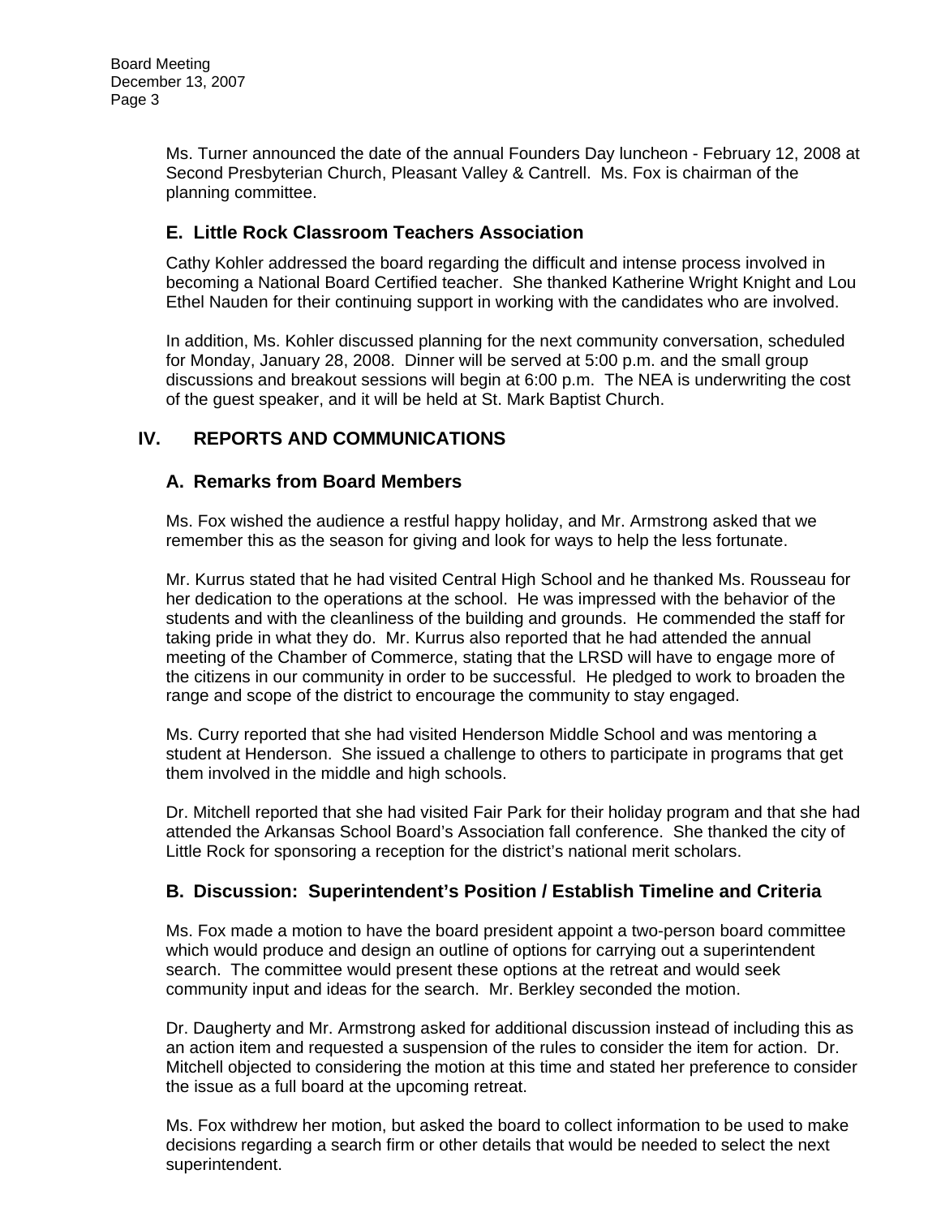Ms. Turner announced the date of the annual Founders Day luncheon - February 12, 2008 at Second Presbyterian Church, Pleasant Valley & Cantrell. Ms. Fox is chairman of the planning committee.

### E. Little Rock Classroom Teachers Association

Cathy Kohler addressed the board regarding the difficult and intense process involved in becoming a National Board Certified teacher. She thanked Katherine Wright Knight and Lou Ethel Nauden for their continuing support in working with the candidates who are involved.

In addition, Ms. Kohler discussed planning for the next community conversation, scheduled for Monday, January 28, 2008. Dinner will be served at 5:00 p.m. and the small group discussions and breakout sessions will begin at 6:00 p.m. The NEA is underwriting the cost of the guest speaker, and it will be held at St. Mark Baptist Church.

## IV. REPORTS AND COMMUNICATIONS

### A. Remarks from Board Members

Ms. Fox wished the audience a restful happy holiday, and Mr. Armstrong asked that we remember this as the season for giving and look for ways to help the less fortunate.

Mr. Kurrus stated that he had visited Central High School and he thanked Ms. Rousseau for her dedication to the operations at the school. He was impressed with the behavior of the students and with the cleanliness of the building and grounds. He commended the staff for taking pride in what they do. Mr. Kurrus also reported that he had attended the annual meeting of the Chamber of Commerce, stating that the LRSD will have to engage more of the citizens in our community in order to be successful. He pledged to work to broaden the range and scope of the district to encourage the community to stay engaged.

Ms. Curry reported that she had visited Henderson Middle School and was mentoring a student at Henderson. She issued a challenge to others to participate in programs that get them involved in the middle and high schools.

Dr. Mitchell reported that she had visited Fair Park for their holiday program and that she had attended the Arkansas School Board's Association fall conference. She thanked the city of Little Rock for sponsoring a reception for the district's national merit scholars.

### B. Discussion: Superintendent's Position / Establish Timeline and Criteria

Ms. Fox made a motion to have the board president appoint a two-person board committee which would produce and design an outline of options for carrying out a superintendent search. The committee would present these options at the retreat and would seek community input and ideas for the search. Mr. Berkley seconded the motion.

Dr. Daugherty and Mr. Armstrong asked for additional discussion instead of including this as an action item and requested a suspension of the rules to consider the item for action. Dr. Mitchell objected to considering the motion at this time and stated her preference to consider the issue as a full board at the upcoming retreat.

Ms. Fox withdrew her motion, but asked the board to collect information to be used to make decisions regarding a search firm or other details that would be needed to select the next superintendent.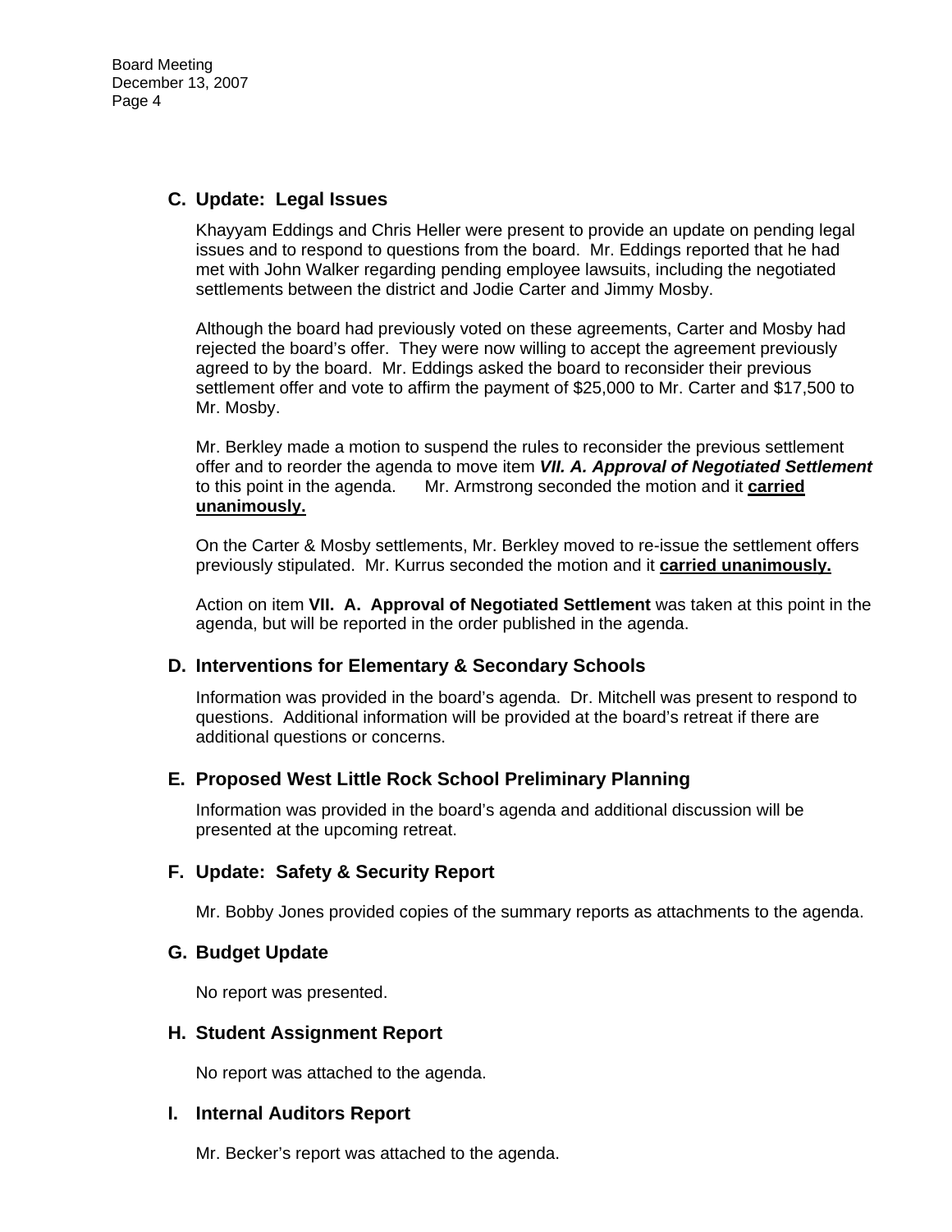## C. Update: Legal Issues

Khayyam Eddings and Chris Heller were present to provide an update on pending legal issues and to respond to questions from the board. Mr. Eddings reported that he had met with John Walker regarding pending employee lawsuits, including the negotiated settlements between the district and Jodie Carter and Jimmy Mosby.

Although the board had previously voted on these agreements, Carter and Mosby had rejected the board's offer. They were now willing to accept the agreement previously agreed to by the board. Mr. Eddings asked the board to reconsider their previous settlement offer and vote to affirm the payment of $25,000 to Mr. Carter and $17,500 to Mr. Mosby.

Mr. Berkley made a motion to suspend the rules to reconsider the previous settlement offer and to reorder the agenda to move item ***VII. A. Approval of Negotiated Settlement*** to this point in the agenda. Mr. Armstrong seconded the motion and it **carried unanimously.**

On the Carter & Mosby settlements, Mr. Berkley moved to re-issue the settlement offers previously stipulated. Mr. Kurrus seconded the motion and it **carried unanimously.**

Action on item **VII. A. Approval of Negotiated Settlement** was taken at this point in the agenda, but will be reported in the order published in the agenda.

## D. Interventions for Elementary & Secondary Schools

Information was provided in the board's agenda. Dr. Mitchell was present to respond to questions. Additional information will be provided at the board's retreat if there are additional questions or concerns.

## E. Proposed West Little Rock School Preliminary Planning

Information was provided in the board's agenda and additional discussion will be presented at the upcoming retreat.

## F. Update: Safety & Security Report

Mr. Bobby Jones provided copies of the summary reports as attachments to the agenda.

## G. Budget Update

No report was presented.

## H. Student Assignment Report

No report was attached to the agenda.

## I. Internal Auditors Report

Mr. Becker's report was attached to the agenda.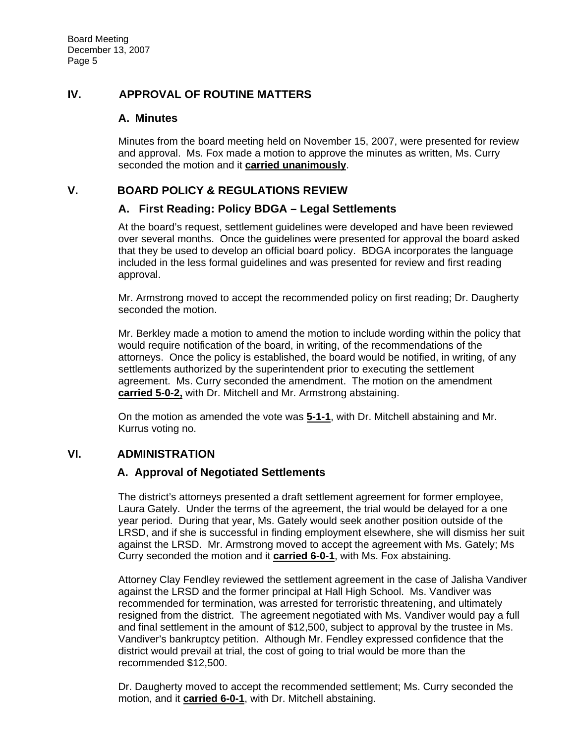## IV. APPROVAL OF ROUTINE MATTERS

### A. Minutes

Minutes from the board meeting held on November 15, 2007, were presented for review and approval. Ms. Fox made a motion to approve the minutes as written, Ms. Curry seconded the motion and it **carried unanimously**.

## V. BOARD POLICY & REGULATIONS REVIEW

### A. First Reading: Policy BDGA – Legal Settlements

At the board's request, settlement guidelines were developed and have been reviewed over several months. Once the guidelines were presented for approval the board asked that they be used to develop an official board policy. BDGA incorporates the language included in the less formal guidelines and was presented for review and first reading approval.

Mr. Armstrong moved to accept the recommended policy on first reading; Dr. Daugherty seconded the motion.

Mr. Berkley made a motion to amend the motion to include wording within the policy that would require notification of the board, in writing, of the recommendations of the attorneys. Once the policy is established, the board would be notified, in writing, of any settlements authorized by the superintendent prior to executing the settlement agreement. Ms. Curry seconded the amendment. The motion on the amendment **carried 5-0-2,** with Dr. Mitchell and Mr. Armstrong abstaining.

On the motion as amended the vote was **5-1-1**, with Dr. Mitchell abstaining and Mr. Kurrus voting no.

## VI. ADMINISTRATION

### A. Approval of Negotiated Settlements

The district's attorneys presented a draft settlement agreement for former employee, Laura Gately. Under the terms of the agreement, the trial would be delayed for a one year period. During that year, Ms. Gately would seek another position outside of the LRSD, and if she is successful in finding employment elsewhere, she will dismiss her suit against the LRSD. Mr. Armstrong moved to accept the agreement with Ms. Gately; Ms Curry seconded the motion and it **carried 6-0-1**, with Ms. Fox abstaining.

Attorney Clay Fendley reviewed the settlement agreement in the case of Jalisha Vandiver against the LRSD and the former principal at Hall High School. Ms. Vandiver was recommended for termination, was arrested for terroristic threatening, and ultimately resigned from the district. The agreement negotiated with Ms. Vandiver would pay a full and final settlement in the amount of $12,500, subject to approval by the trustee in Ms. Vandiver's bankruptcy petition. Although Mr. Fendley expressed confidence that the district would prevail at trial, the cost of going to trial would be more than the recommended $12,500.

Dr. Daugherty moved to accept the recommended settlement; Ms. Curry seconded the motion, and it **carried 6-0-1**, with Dr. Mitchell abstaining.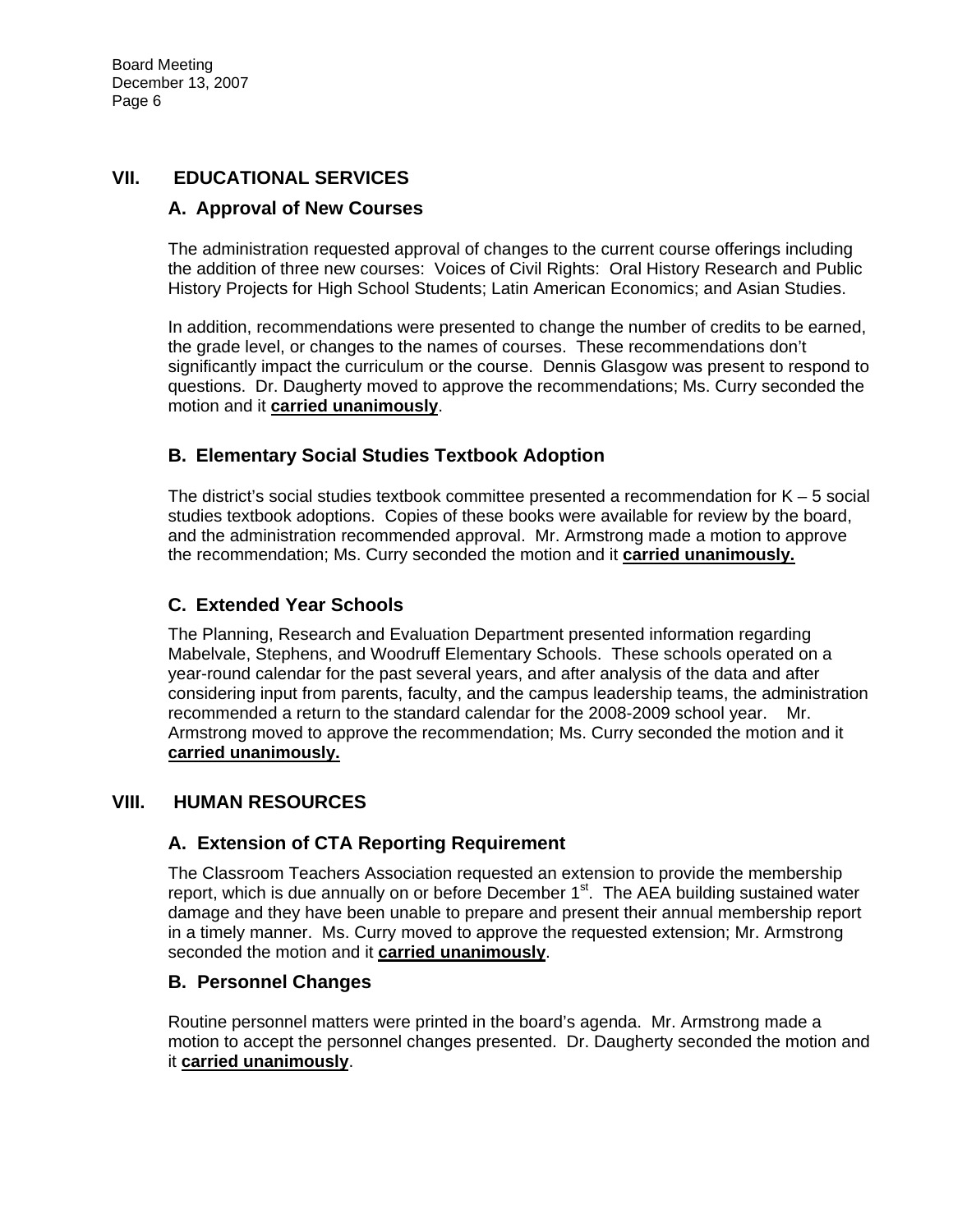## VII. EDUCATIONAL SERVICES

### A. Approval of New Courses

The administration requested approval of changes to the current course offerings including the addition of three new courses: Voices of Civil Rights: Oral History Research and Public History Projects for High School Students; Latin American Economics; and Asian Studies.

In addition, recommendations were presented to change the number of credits to be earned, the grade level, or changes to the names of courses. These recommendations don't significantly impact the curriculum or the course. Dennis Glasgow was present to respond to questions. Dr. Daugherty moved to approve the recommendations; Ms. Curry seconded the motion and it **carried unanimously**.

### B. Elementary Social Studies Textbook Adoption

The district's social studies textbook committee presented a recommendation for K – 5 social studies textbook adoptions. Copies of these books were available for review by the board, and the administration recommended approval. Mr. Armstrong made a motion to approve the recommendation; Ms. Curry seconded the motion and it **carried unanimously.**

### C. Extended Year Schools

The Planning, Research and Evaluation Department presented information regarding Mabelvale, Stephens, and Woodruff Elementary Schools. These schools operated on a year-round calendar for the past several years, and after analysis of the data and after considering input from parents, faculty, and the campus leadership teams, the administration recommended a return to the standard calendar for the 2008-2009 school year. Mr. Armstrong moved to approve the recommendation; Ms. Curry seconded the motion and it **carried unanimously.**

## VIII. HUMAN RESOURCES

### A. Extension of CTA Reporting Requirement

The Classroom Teachers Association requested an extension to provide the membership report, which is due annually on or before December 1st. The AEA building sustained water damage and they have been unable to prepare and present their annual membership report in a timely manner. Ms. Curry moved to approve the requested extension; Mr. Armstrong seconded the motion and it **carried unanimously**.

### B. Personnel Changes

Routine personnel matters were printed in the board's agenda. Mr. Armstrong made a motion to accept the personnel changes presented. Dr. Daugherty seconded the motion and it **carried unanimously**.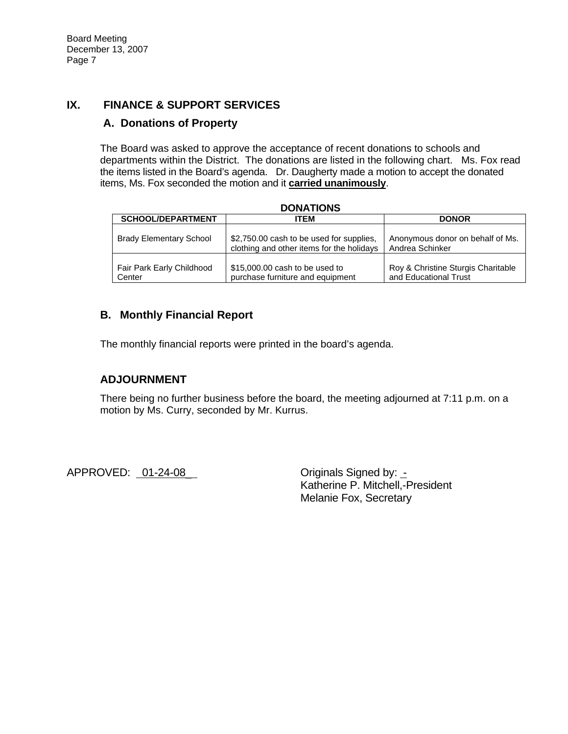## IX. FINANCE & SUPPORT SERVICES

### A. Donations of Property

The Board was asked to approve the acceptance of recent donations to schools and departments within the District. The donations are listed in the following chart. Ms. Fox read the items listed in the Board's agenda. Dr. Daugherty made a motion to accept the donated items, Ms. Fox seconded the motion and it **carried unanimously**.

**DONATIONS**

| SCHOOL/DEPARTMENT | ITEM | DONOR |
|---|---|---|
| Brady Elementary School | $2,750.00 cash to be used for supplies, clothing and other items for the holidays | Anonymous donor on behalf of Ms. Andrea Schinker |
| Fair Park Early Childhood Center | $15,000.00 cash to be used to purchase furniture and equipment | Roy & Christine Sturgis Charitable and Educational Trust |

### B. Monthly Financial Report

The monthly financial reports were printed in the board's agenda.

### ADJOURNMENT

There being no further business before the board, the meeting adjourned at 7:11 p.m. on a motion by Ms. Curry, seconded by Mr. Kurrus.

APPROVED: 01-24-08

Originals Signed by: -
Katherine P. Mitchell,-President
Melanie Fox, Secretary